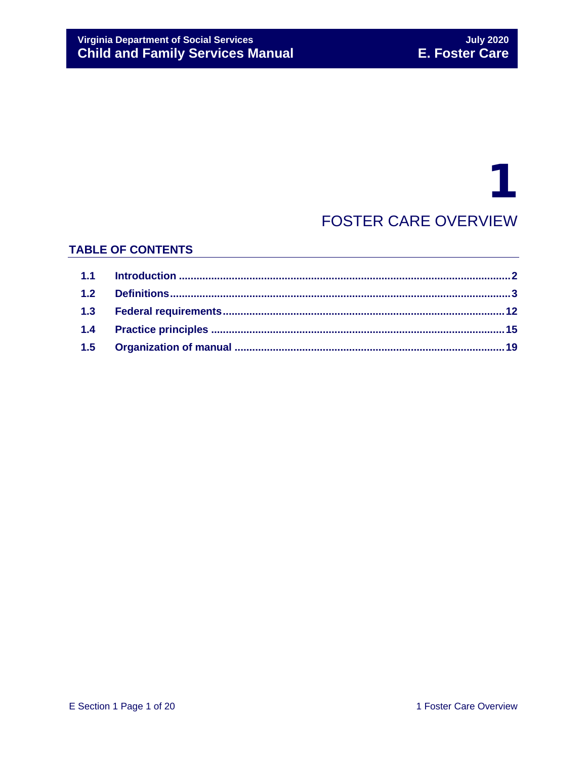# 1

# FOSTER CARE OVERVIEW

## TABLE OF CONTENTS

| | | |
|---|---|---|
| 1.1 | Introduction | 2 |
| 1.2 | Definitions | 3 |
| 1.3 | Federal requirements | 12 |
| 1.4 | Practice principles | 15 |
| 1.5 | Organization of manual | 19 |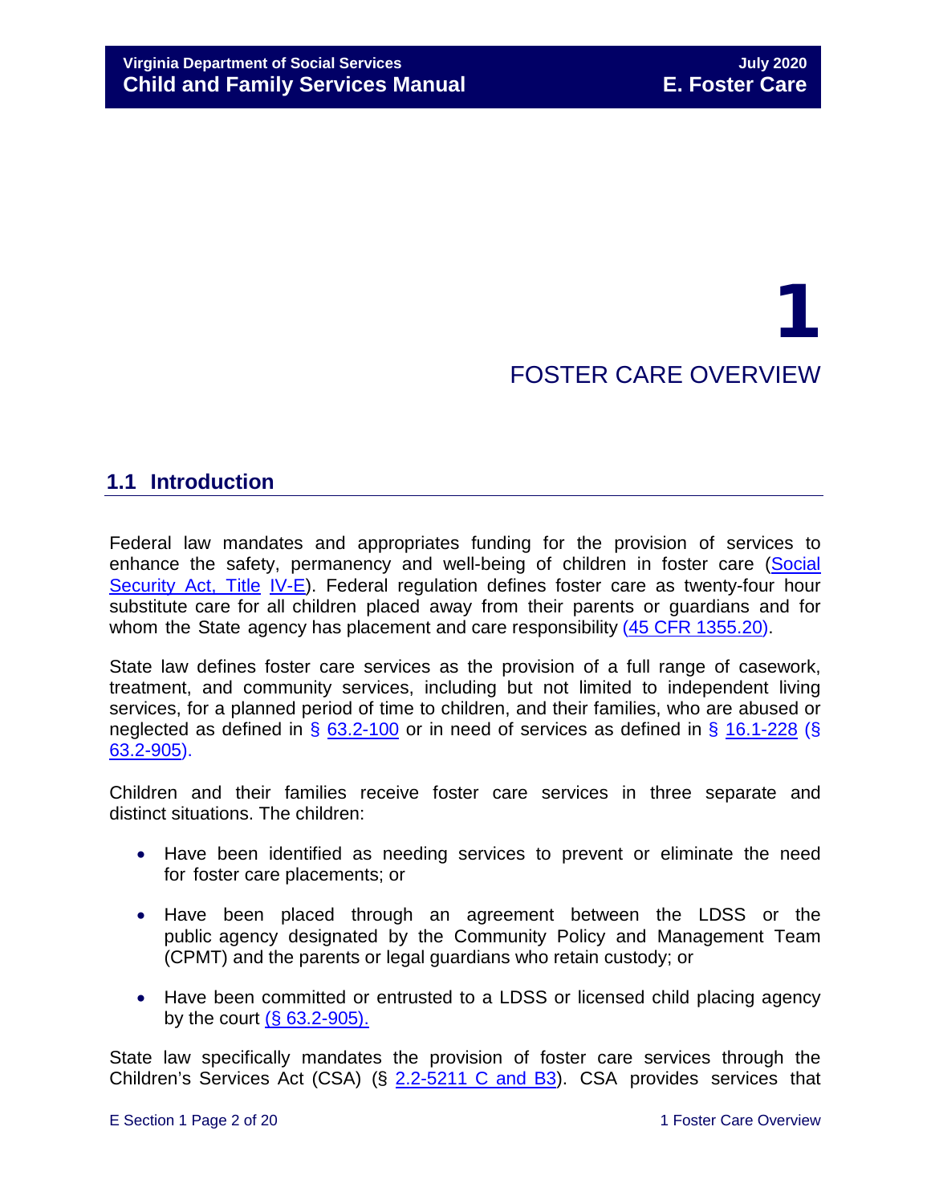# 1

# FOSTER CARE OVERVIEW

## 1.1 Introduction

Federal law mandates and appropriates funding for the provision of services to enhance the safety, permanency and well-being of children in foster care (Social Security Act, Title IV-E). Federal regulation defines foster care as twenty-four hour substitute care for all children placed away from their parents or guardians and for whom the State agency has placement and care responsibility (45 CFR 1355.20).

State law defines foster care services as the provision of a full range of casework, treatment, and community services, including but not limited to independent living services, for a planned period of time to children, and their families, who are abused or neglected as defined in § 63.2-100 or in need of services as defined in § 16.1-228 (§ 63.2-905).

Children and their families receive foster care services in three separate and distinct situations. The children:

- Have been identified as needing services to prevent or eliminate the need for foster care placements; or
- Have been placed through an agreement between the LDSS or the public agency designated by the Community Policy and Management Team (CPMT) and the parents or legal guardians who retain custody; or
- Have been committed or entrusted to a LDSS or licensed child placing agency by the court (§ 63.2-905).

State law specifically mandates the provision of foster care services through the Children's Services Act (CSA) (§ 2.2-5211 C and B3). CSA provides services that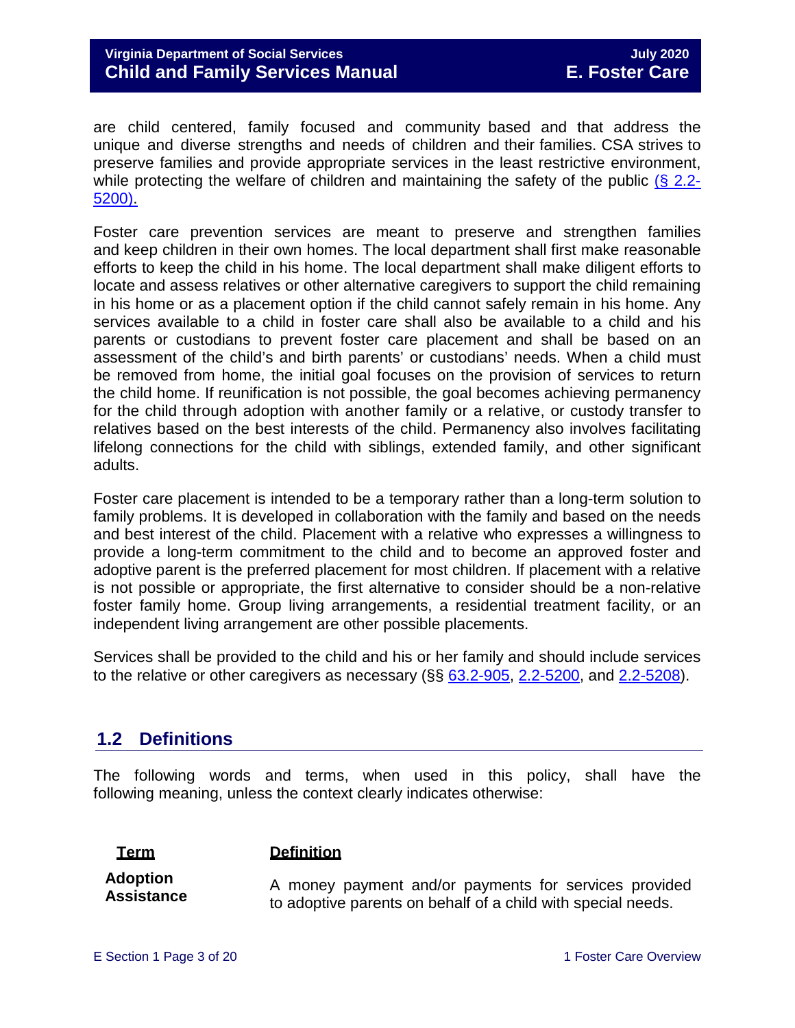are child centered, family focused and community based and that address the unique and diverse strengths and needs of children and their families. CSA strives to preserve families and provide appropriate services in the least restrictive environment, while protecting the welfare of children and maintaining the safety of the public (§ 2.2-5200).

Foster care prevention services are meant to preserve and strengthen families and keep children in their own homes. The local department shall first make reasonable efforts to keep the child in his home. The local department shall make diligent efforts to locate and assess relatives or other alternative caregivers to support the child remaining in his home or as a placement option if the child cannot safely remain in his home. Any services available to a child in foster care shall also be available to a child and his parents or custodians to prevent foster care placement and shall be based on an assessment of the child's and birth parents' or custodians' needs. When a child must be removed from home, the initial goal focuses on the provision of services to return the child home. If reunification is not possible, the goal becomes achieving permanency for the child through adoption with another family or a relative, or custody transfer to relatives based on the best interests of the child. Permanency also involves facilitating lifelong connections for the child with siblings, extended family, and other significant adults.

Foster care placement is intended to be a temporary rather than a long-term solution to family problems. It is developed in collaboration with the family and based on the needs and best interest of the child. Placement with a relative who expresses a willingness to provide a long-term commitment to the child and to become an approved foster and adoptive parent is the preferred placement for most children. If placement with a relative is not possible or appropriate, the first alternative to consider should be a non-relative foster family home. Group living arrangements, a residential treatment facility, or an independent living arrangement are other possible placements.

Services shall be provided to the child and his or her family and should include services to the relative or other caregivers as necessary (§§ 63.2-905, 2.2-5200, and 2.2-5208).

## 1.2 Definitions

The following words and terms, when used in this policy, shall have the following meaning, unless the context clearly indicates otherwise:

| Term | Definition |
|---|---|
| **Adoption Assistance** | A money payment and/or payments for services provided to adoptive parents on behalf of a child with special needs. |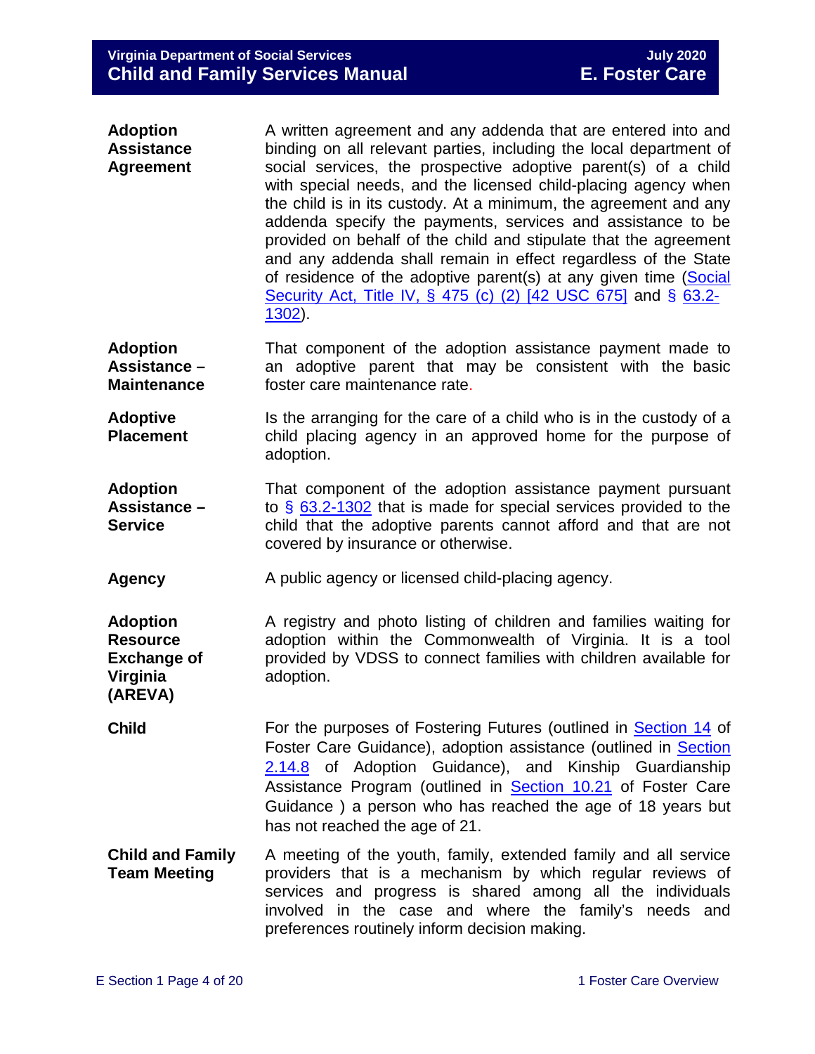| | |
|---|---|
| **Adoption Assistance Agreement** | A written agreement and any addenda that are entered into and binding on all relevant parties, including the local department of social services, the prospective adoptive parent(s) of a child with special needs, and the licensed child-placing agency when the child is in its custody. At a minimum, the agreement and any addenda specify the payments, services and assistance to be provided on behalf of the child and stipulate that the agreement and any addenda shall remain in effect regardless of the State of residence of the adoptive parent(s) at any given time (Social Security Act, Title IV, § 475 (c) (2) [42 USC 675] and § 63.2-1302). |
| **Adoption Assistance – Maintenance** | That component of the adoption assistance payment made to an adoptive parent that may be consistent with the basic foster care maintenance rate. |
| **Adoptive Placement** | Is the arranging for the care of a child who is in the custody of a child placing agency in an approved home for the purpose of adoption. |
| **Adoption Assistance – Service** | That component of the adoption assistance payment pursuant to § 63.2-1302 that is made for special services provided to the child that the adoptive parents cannot afford and that are not covered by insurance or otherwise. |
| **Agency** | A public agency or licensed child-placing agency. |
| **Adoption Resource Exchange of Virginia (AREVA)** | A registry and photo listing of children and families waiting for adoption within the Commonwealth of Virginia. It is a tool provided by VDSS to connect families with children available for adoption. |
| **Child** | For the purposes of Fostering Futures (outlined in Section 14 of Foster Care Guidance), adoption assistance (outlined in Section 2.14.8 of Adoption Guidance), and Kinship Guardianship Assistance Program (outlined in Section 10.21 of Foster Care Guidance ) a person who has reached the age of 18 years but has not reached the age of 21. |
| **Child and Family Team Meeting** | A meeting of the youth, family, extended family and all service providers that is a mechanism by which regular reviews of services and progress is shared among all the individuals involved in the case and where the family's needs and preferences routinely inform decision making. |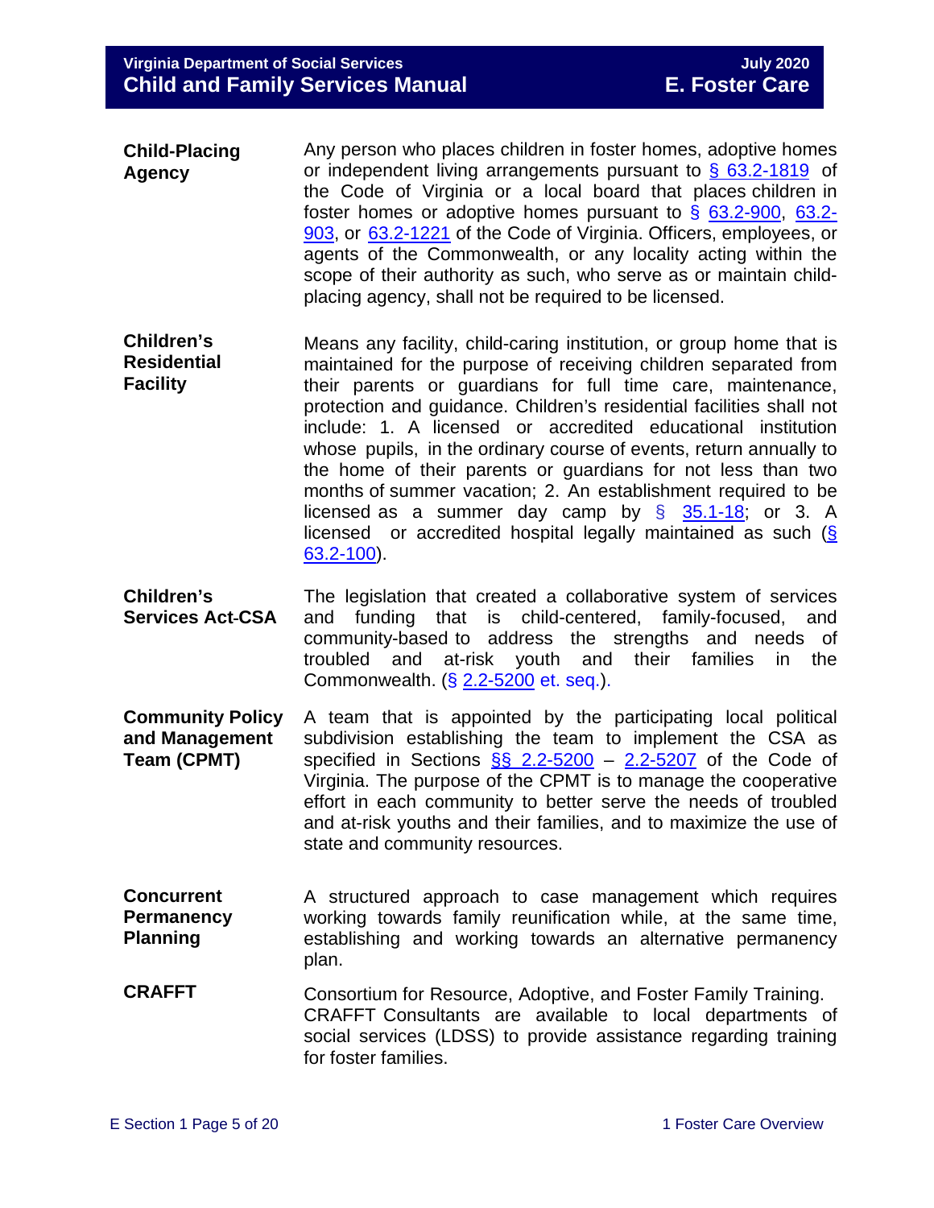**Child-Placing Agency**

Any person who places children in foster homes, adoptive homes or independent living arrangements pursuant to § 63.2-1819 of the Code of Virginia or a local board that places children in foster homes or adoptive homes pursuant to § 63.2-900, 63.2-903, or 63.2-1221 of the Code of Virginia. Officers, employees, or agents of the Commonwealth, or any locality acting within the scope of their authority as such, who serve as or maintain child-placing agency, shall not be required to be licensed.

**Children's Residential Facility**

Means any facility, child-caring institution, or group home that is maintained for the purpose of receiving children separated from their parents or guardians for full time care, maintenance, protection and guidance. Children's residential facilities shall not include: 1. A licensed or accredited educational institution whose pupils, in the ordinary course of events, return annually to the home of their parents or guardians for not less than two months of summer vacation; 2. An establishment required to be licensed as a summer day camp by § 35.1-18; or 3. A licensed or accredited hospital legally maintained as such (§ 63.2-100).

**Children's Services Act-CSA**

The legislation that created a collaborative system of services and funding that is child-centered, family-focused, and community-based to address the strengths and needs of troubled and at-risk youth and their families in the Commonwealth. (§ 2.2-5200 et. seq.).

**Community Policy and Management Team (CPMT)**

A team that is appointed by the participating local political subdivision establishing the team to implement the CSA as specified in Sections §§ 2.2-5200 – 2.2-5207 of the Code of Virginia. The purpose of the CPMT is to manage the cooperative effort in each community to better serve the needs of troubled and at-risk youths and their families, and to maximize the use of state and community resources.

**Concurrent Permanency Planning**

A structured approach to case management which requires working towards family reunification while, at the same time, establishing and working towards an alternative permanency plan.

**CRAFFT**

Consortium for Resource, Adoptive, and Foster Family Training. CRAFFT Consultants are available to local departments of social services (LDSS) to provide assistance regarding training for foster families.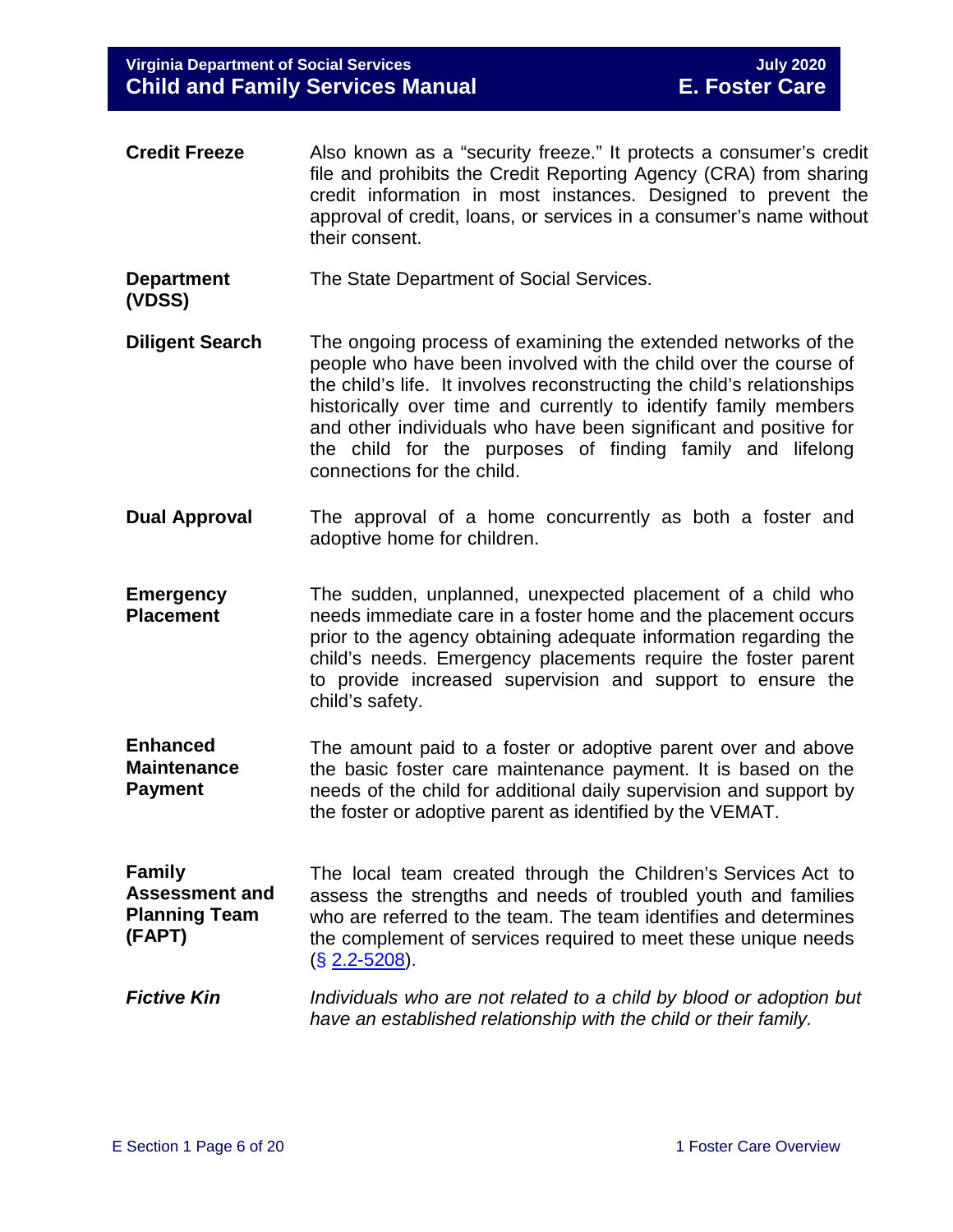**Credit Freeze** Also known as a “security freeze.” It protects a consumer’s credit file and prohibits the Credit Reporting Agency (CRA) from sharing credit information in most instances. Designed to prevent the approval of credit, loans, or services in a consumer’s name without their consent.

**Department (VDSS)** The State Department of Social Services.

**Diligent Search** The ongoing process of examining the extended networks of the people who have been involved with the child over the course of the child’s life. It involves reconstructing the child’s relationships historically over time and currently to identify family members and other individuals who have been significant and positive for the child for the purposes of finding family and lifelong connections for the child.

**Dual Approval** The approval of a home concurrently as both a foster and adoptive home for children.

**Emergency Placement** The sudden, unplanned, unexpected placement of a child who needs immediate care in a foster home and the placement occurs prior to the agency obtaining adequate information regarding the child’s needs. Emergency placements require the foster parent to provide increased supervision and support to ensure the child’s safety.

**Enhanced Maintenance Payment** The amount paid to a foster or adoptive parent over and above the basic foster care maintenance payment. It is based on the needs of the child for additional daily supervision and support by the foster or adoptive parent as identified by the VEMAT.

**Family Assessment and Planning Team (FAPT)** The local team created through the Children’s Services Act to assess the strengths and needs of troubled youth and families who are referred to the team. The team identifies and determines the complement of services required to meet these unique needs (§ 2.2-5208).

***Fictive Kin*** *Individuals who are not related to a child by blood or adoption but have an established relationship with the child or their family.*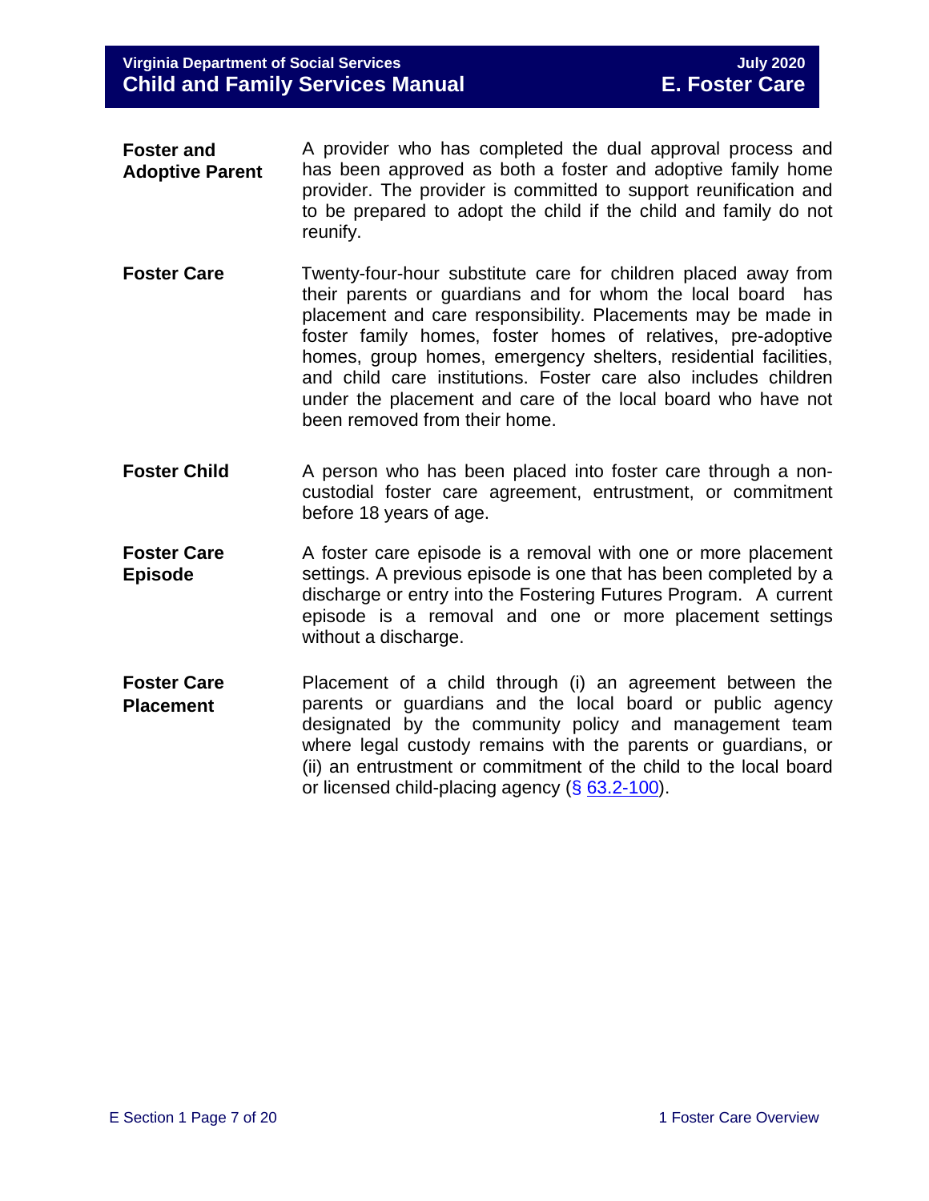**Foster and Adoptive Parent** A provider who has completed the dual approval process and has been approved as both a foster and adoptive family home provider. The provider is committed to support reunification and to be prepared to adopt the child if the child and family do not reunify.

**Foster Care** Twenty-four-hour substitute care for children placed away from their parents or guardians and for whom the local board has placement and care responsibility. Placements may be made in foster family homes, foster homes of relatives, pre-adoptive homes, group homes, emergency shelters, residential facilities, and child care institutions. Foster care also includes children under the placement and care of the local board who have not been removed from their home.

**Foster Child** A person who has been placed into foster care through a non-custodial foster care agreement, entrustment, or commitment before 18 years of age.

**Foster Care Episode** A foster care episode is a removal with one or more placement settings. A previous episode is one that has been completed by a discharge or entry into the Fostering Futures Program. A current episode is a removal and one or more placement settings without a discharge.

**Foster Care Placement** Placement of a child through (i) an agreement between the parents or guardians and the local board or public agency designated by the community policy and management team where legal custody remains with the parents or guardians, or (ii) an entrustment or commitment of the child to the local board or licensed child-placing agency (§ 63.2-100).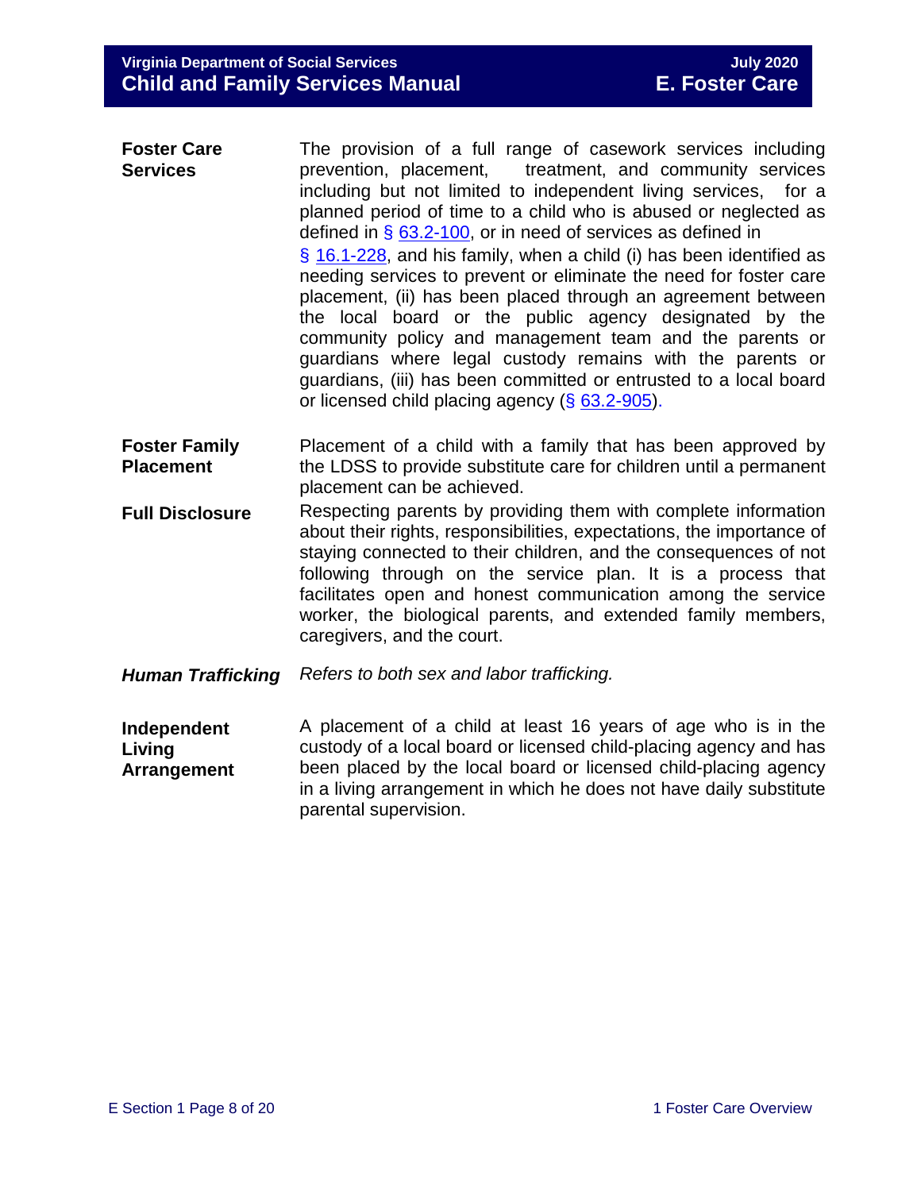**Foster Care Services** The provision of a full range of casework services including prevention, placement, treatment, and community services including but not limited to independent living services, for a planned period of time to a child who is abused or neglected as defined in § 63.2-100, or in need of services as defined in § 16.1-228, and his family, when a child (i) has been identified as needing services to prevent or eliminate the need for foster care placement, (ii) has been placed through an agreement between the local board or the public agency designated by the community policy and management team and the parents or guardians where legal custody remains with the parents or guardians, (iii) has been committed or entrusted to a local board or licensed child placing agency (§ 63.2-905).

**Foster Family Placement** Placement of a child with a family that has been approved by the LDSS to provide substitute care for children until a permanent placement can be achieved.

**Full Disclosure** Respecting parents by providing them with complete information about their rights, responsibilities, expectations, the importance of staying connected to their children, and the consequences of not following through on the service plan. It is a process that facilitates open and honest communication among the service worker, the biological parents, and extended family members, caregivers, and the court.

***Human Trafficking*** *Refers to both sex and labor trafficking.*

**Independent Living Arrangement** A placement of a child at least 16 years of age who is in the custody of a local board or licensed child-placing agency and has been placed by the local board or licensed child-placing agency in a living arrangement in which he does not have daily substitute parental supervision.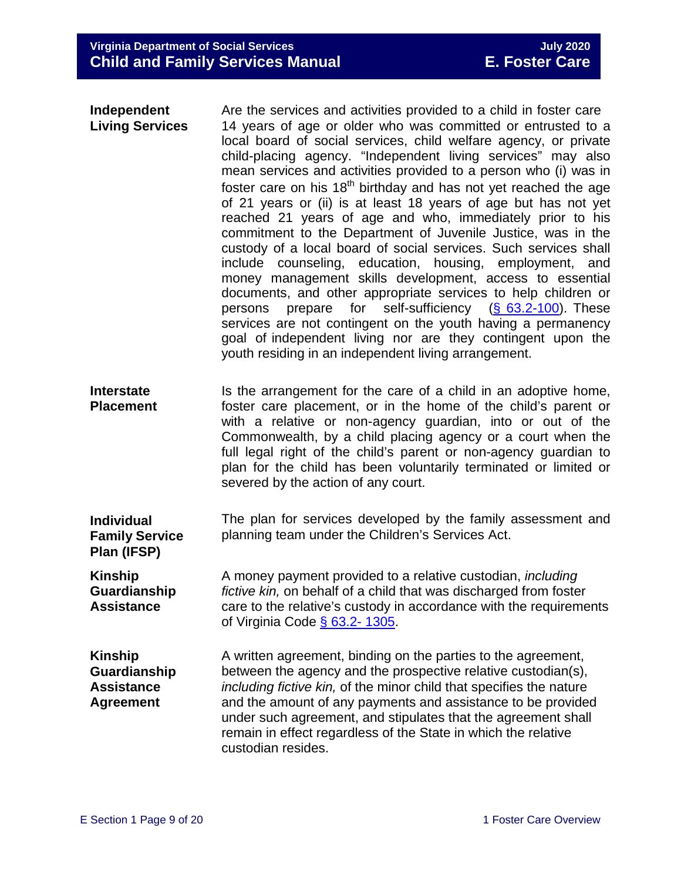**Independent Living Services**

Are the services and activities provided to a child in foster care 14 years of age or older who was committed or entrusted to a local board of social services, child welfare agency, or private child-placing agency. "Independent living services" may also mean services and activities provided to a person who (i) was in foster care on his 18th birthday and has not yet reached the age of 21 years or (ii) is at least 18 years of age but has not yet reached 21 years of age and who, immediately prior to his commitment to the Department of Juvenile Justice, was in the custody of a local board of social services. Such services shall include counseling, education, housing, employment, and money management skills development, access to essential documents, and other appropriate services to help children or persons prepare for self-sufficiency (§ 63.2-100). These services are not contingent on the youth having a permanency goal of independent living nor are they contingent upon the youth residing in an independent living arrangement.

**Interstate Placement**

Is the arrangement for the care of a child in an adoptive home, foster care placement, or in the home of the child's parent or with a relative or non-agency guardian, into or out of the Commonwealth, by a child placing agency or a court when the full legal right of the child's parent or non-agency guardian to plan for the child has been voluntarily terminated or limited or severed by the action of any court.

**Individual Family Service Plan (IFSP)**

The plan for services developed by the family assessment and planning team under the Children's Services Act.

**Kinship Guardianship Assistance**

A money payment provided to a relative custodian, *including fictive kin,* on behalf of a child that was discharged from foster care to the relative's custody in accordance with the requirements of Virginia Code § 63.2- 1305.

**Kinship Guardianship Assistance Agreement**

A written agreement, binding on the parties to the agreement, between the agency and the prospective relative custodian(s), *including fictive kin,* of the minor child that specifies the nature and the amount of any payments and assistance to be provided under such agreement, and stipulates that the agreement shall remain in effect regardless of the State in which the relative custodian resides.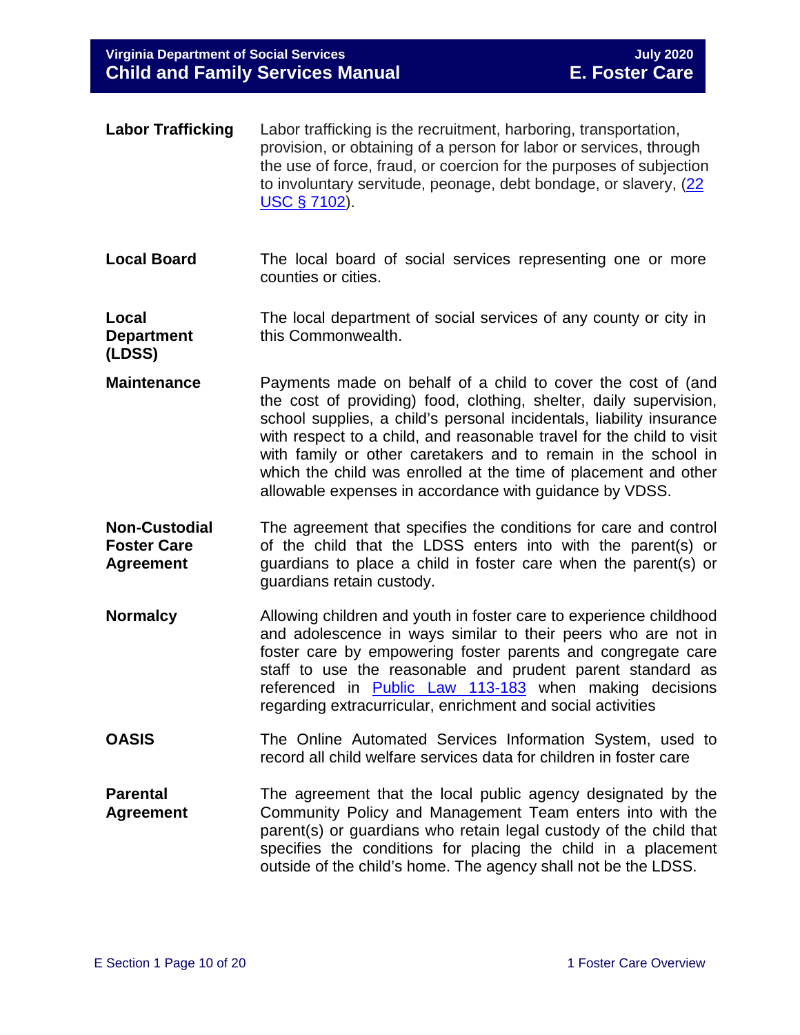| | |
|---|---|
| **Labor Trafficking** | Labor trafficking is the recruitment, harboring, transportation, provision, or obtaining of a person for labor or services, through the use of force, fraud, or coercion for the purposes of subjection to involuntary servitude, peonage, debt bondage, or slavery, ([22 USC § 7102](#)). |
| **Local Board** | The local board of social services representing one or more counties or cities. |
| **Local Department (LDSS)** | The local department of social services of any county or city in this Commonwealth. |
| **Maintenance** | Payments made on behalf of a child to cover the cost of (and the cost of providing) food, clothing, shelter, daily supervision, school supplies, a child's personal incidentals, liability insurance with respect to a child, and reasonable travel for the child to visit with family or other caretakers and to remain in the school in which the child was enrolled at the time of placement and other allowable expenses in accordance with guidance by VDSS. |
| **Non-Custodial Foster Care Agreement** | The agreement that specifies the conditions for care and control of the child that the LDSS enters into with the parent(s) or guardians to place a child in foster care when the parent(s) or guardians retain custody. |
| **Normalcy** | Allowing children and youth in foster care to experience childhood and adolescence in ways similar to their peers who are not in foster care by empowering foster parents and congregate care staff to use the reasonable and prudent parent standard as referenced in [Public Law 113-183](#) when making decisions regarding extracurricular, enrichment and social activities |
| **OASIS** | The Online Automated Services Information System, used to record all child welfare services data for children in foster care |
| **Parental Agreement** | The agreement that the local public agency designated by the Community Policy and Management Team enters into with the parent(s) or guardians who retain legal custody of the child that specifies the conditions for placing the child in a placement outside of the child's home. The agency shall not be the LDSS. |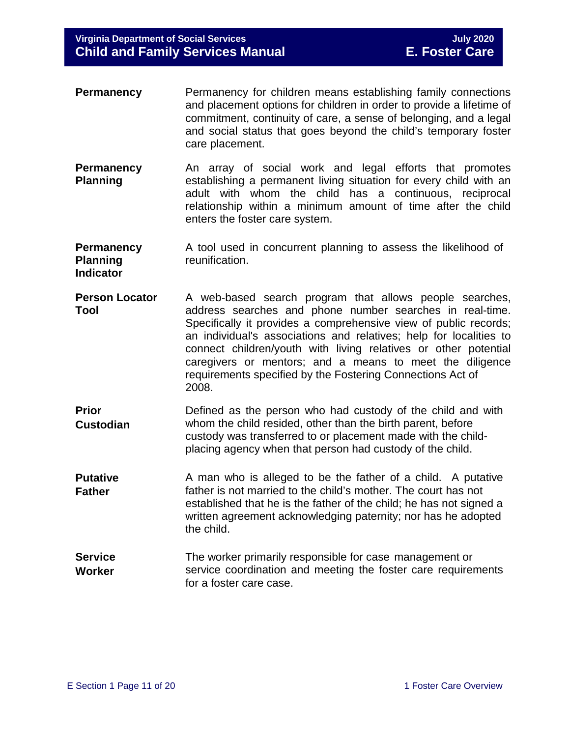**Permanency** Permanency for children means establishing family connections and placement options for children in order to provide a lifetime of commitment, continuity of care, a sense of belonging, and a legal and social status that goes beyond the child's temporary foster care placement.

**Permanency Planning** An array of social work and legal efforts that promotes establishing a permanent living situation for every child with an adult with whom the child has a continuous, reciprocal relationship within a minimum amount of time after the child enters the foster care system.

**Permanency Planning Indicator** A tool used in concurrent planning to assess the likelihood of reunification.

**Person Locator Tool** A web-based search program that allows people searches, address searches and phone number searches in real-time. Specifically it provides a comprehensive view of public records; an individual's associations and relatives; help for localities to connect children/youth with living relatives or other potential caregivers or mentors; and a means to meet the diligence requirements specified by the Fostering Connections Act of 2008.

**Prior Custodian** Defined as the person who had custody of the child and with whom the child resided, other than the birth parent, before custody was transferred to or placement made with the child-placing agency when that person had custody of the child.

**Putative Father** A man who is alleged to be the father of a child. A putative father is not married to the child's mother. The court has not established that he is the father of the child; he has not signed a written agreement acknowledging paternity; nor has he adopted the child.

**Service Worker** The worker primarily responsible for case management or service coordination and meeting the foster care requirements for a foster care case.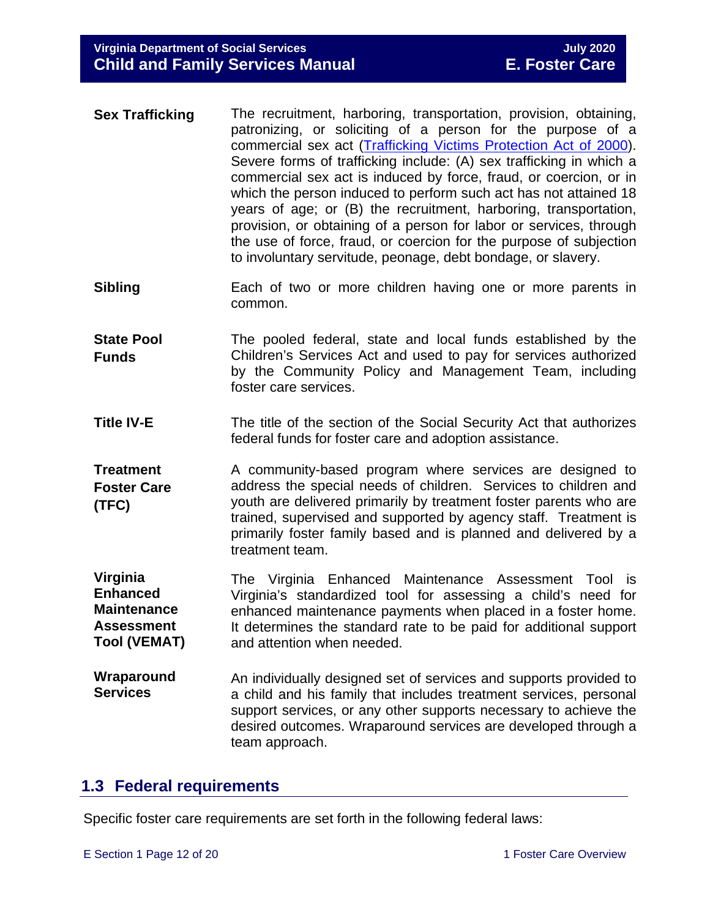| | |
|---|---|
| **Sex Trafficking** | The recruitment, harboring, transportation, provision, obtaining, patronizing, or soliciting of a person for the purpose of a commercial sex act ([Trafficking Victims Protection Act of 2000]()). Severe forms of trafficking include: (A) sex trafficking in which a commercial sex act is induced by force, fraud, or coercion, or in which the person induced to perform such act has not attained 18 years of age; or (B) the recruitment, harboring, transportation, provision, or obtaining of a person for labor or services, through the use of force, fraud, or coercion for the purpose of subjection to involuntary servitude, peonage, debt bondage, or slavery. |
| **Sibling** | Each of two or more children having one or more parents in common. |
| **State Pool Funds** | The pooled federal, state and local funds established by the Children's Services Act and used to pay for services authorized by the Community Policy and Management Team, including foster care services. |
| **Title IV-E** | The title of the section of the Social Security Act that authorizes federal funds for foster care and adoption assistance. |
| **Treatment Foster Care (TFC)** | A community-based program where services are designed to address the special needs of children. Services to children and youth are delivered primarily by treatment foster parents who are trained, supervised and supported by agency staff. Treatment is primarily foster family based and is planned and delivered by a treatment team. |
| **Virginia Enhanced Maintenance Assessment Tool (VEMAT)** | The Virginia Enhanced Maintenance Assessment Tool is Virginia's standardized tool for assessing a child's need for enhanced maintenance payments when placed in a foster home. It determines the standard rate to be paid for additional support and attention when needed. |
| **Wraparound Services** | An individually designed set of services and supports provided to a child and his family that includes treatment services, personal support services, or any other supports necessary to achieve the desired outcomes. Wraparound services are developed through a team approach. |

## 1.3 Federal requirements

Specific foster care requirements are set forth in the following federal laws: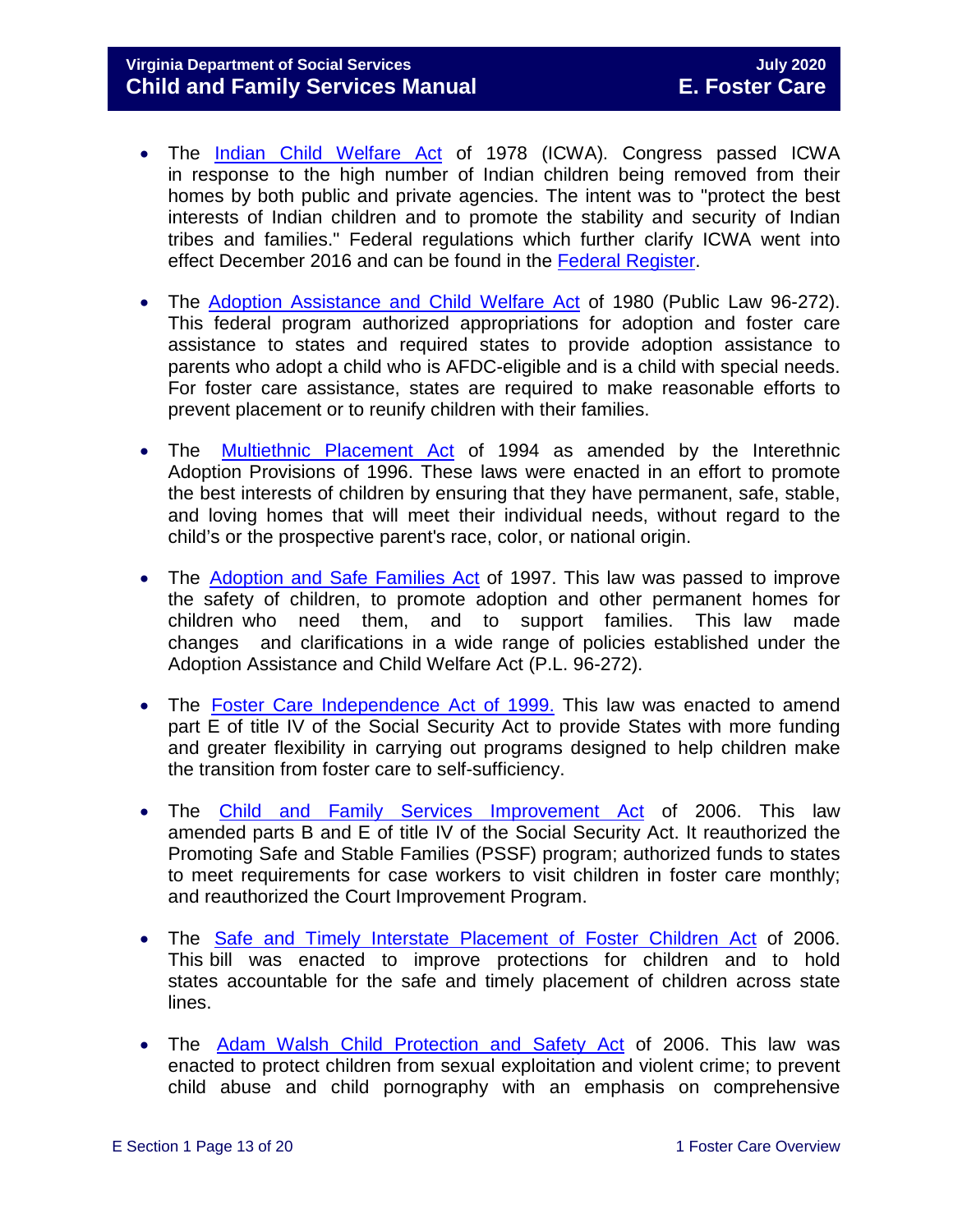- The Indian Child Welfare Act of 1978 (ICWA). Congress passed ICWA in response to the high number of Indian children being removed from their homes by both public and private agencies. The intent was to "protect the best interests of Indian children and to promote the stability and security of Indian tribes and families." Federal regulations which further clarify ICWA went into effect December 2016 and can be found in the Federal Register.

- The Adoption Assistance and Child Welfare Act of 1980 (Public Law 96-272). This federal program authorized appropriations for adoption and foster care assistance to states and required states to provide adoption assistance to parents who adopt a child who is AFDC-eligible and is a child with special needs. For foster care assistance, states are required to make reasonable efforts to prevent placement or to reunify children with their families.

- The Multiethnic Placement Act of 1994 as amended by the Interethnic Adoption Provisions of 1996. These laws were enacted in an effort to promote the best interests of children by ensuring that they have permanent, safe, stable, and loving homes that will meet their individual needs, without regard to the child's or the prospective parent's race, color, or national origin.

- The Adoption and Safe Families Act of 1997. This law was passed to improve the safety of children, to promote adoption and other permanent homes for children who need them, and to support families. This law made changes and clarifications in a wide range of policies established under the Adoption Assistance and Child Welfare Act (P.L. 96-272).

- The Foster Care Independence Act of 1999. This law was enacted to amend part E of title IV of the Social Security Act to provide States with more funding and greater flexibility in carrying out programs designed to help children make the transition from foster care to self-sufficiency.

- The Child and Family Services Improvement Act of 2006. This law amended parts B and E of title IV of the Social Security Act. It reauthorized the Promoting Safe and Stable Families (PSSF) program; authorized funds to states to meet requirements for case workers to visit children in foster care monthly; and reauthorized the Court Improvement Program.

- The Safe and Timely Interstate Placement of Foster Children Act of 2006. This bill was enacted to improve protections for children and to hold states accountable for the safe and timely placement of children across state lines.

- The Adam Walsh Child Protection and Safety Act of 2006. This law was enacted to protect children from sexual exploitation and violent crime; to prevent child abuse and child pornography with an emphasis on comprehensive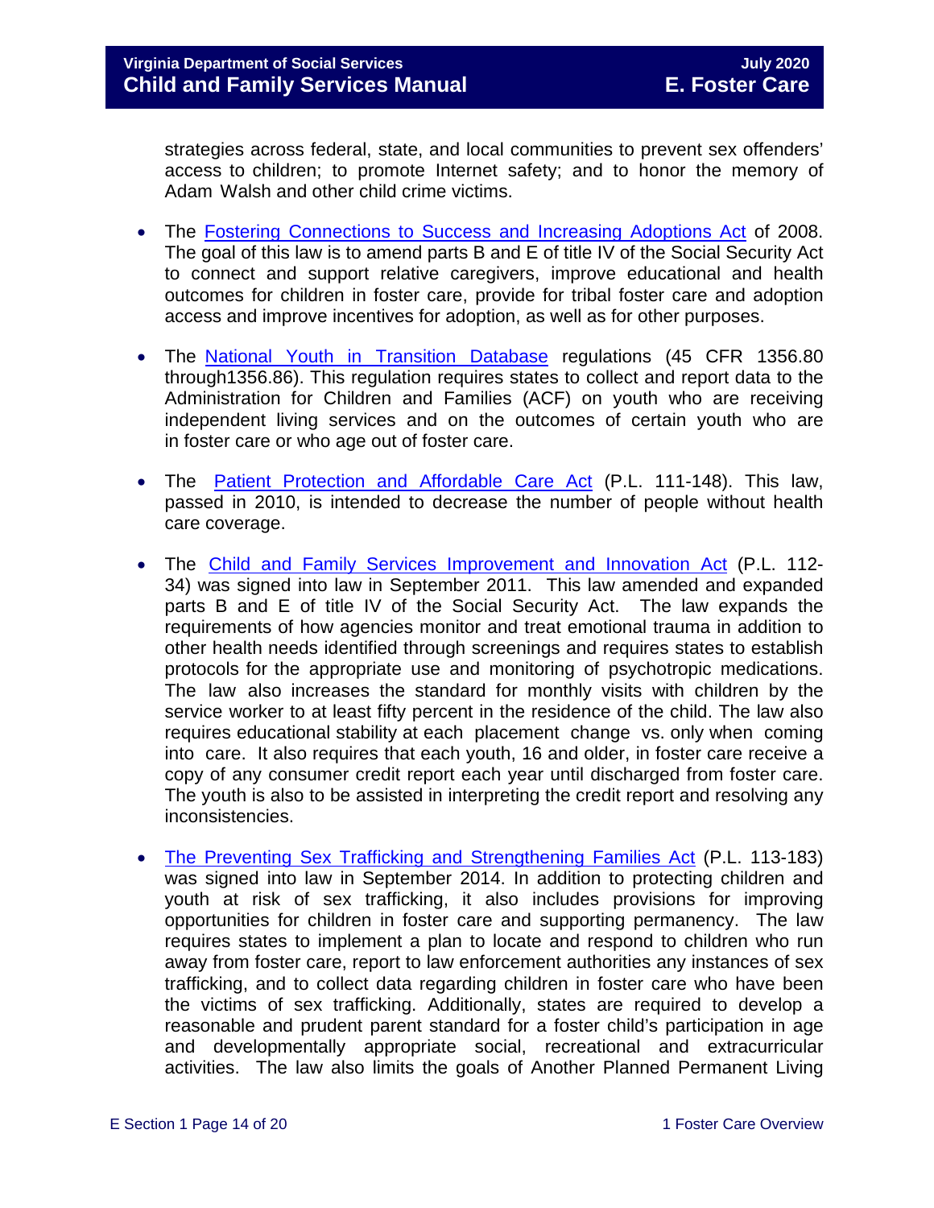strategies across federal, state, and local communities to prevent sex offenders' access to children; to promote Internet safety; and to honor the memory of Adam Walsh and other child crime victims.

- The Fostering Connections to Success and Increasing Adoptions Act of 2008. The goal of this law is to amend parts B and E of title IV of the Social Security Act to connect and support relative caregivers, improve educational and health outcomes for children in foster care, provide for tribal foster care and adoption access and improve incentives for adoption, as well as for other purposes.

- The National Youth in Transition Database regulations (45 CFR 1356.80 through1356.86). This regulation requires states to collect and report data to the Administration for Children and Families (ACF) on youth who are receiving independent living services and on the outcomes of certain youth who are in foster care or who age out of foster care.

- The Patient Protection and Affordable Care Act (P.L. 111-148). This law, passed in 2010, is intended to decrease the number of people without health care coverage.

- The Child and Family Services Improvement and Innovation Act (P.L. 112-34) was signed into law in September 2011. This law amended and expanded parts B and E of title IV of the Social Security Act. The law expands the requirements of how agencies monitor and treat emotional trauma in addition to other health needs identified through screenings and requires states to establish protocols for the appropriate use and monitoring of psychotropic medications. The law also increases the standard for monthly visits with children by the service worker to at least fifty percent in the residence of the child. The law also requires educational stability at each placement change vs. only when coming into care. It also requires that each youth, 16 and older, in foster care receive a copy of any consumer credit report each year until discharged from foster care. The youth is also to be assisted in interpreting the credit report and resolving any inconsistencies.

- The Preventing Sex Trafficking and Strengthening Families Act (P.L. 113-183) was signed into law in September 2014. In addition to protecting children and youth at risk of sex trafficking, it also includes provisions for improving opportunities for children in foster care and supporting permanency. The law requires states to implement a plan to locate and respond to children who run away from foster care, report to law enforcement authorities any instances of sex trafficking, and to collect data regarding children in foster care who have been the victims of sex trafficking. Additionally, states are required to develop a reasonable and prudent parent standard for a foster child's participation in age and developmentally appropriate social, recreational and extracurricular activities. The law also limits the goals of Another Planned Permanent Living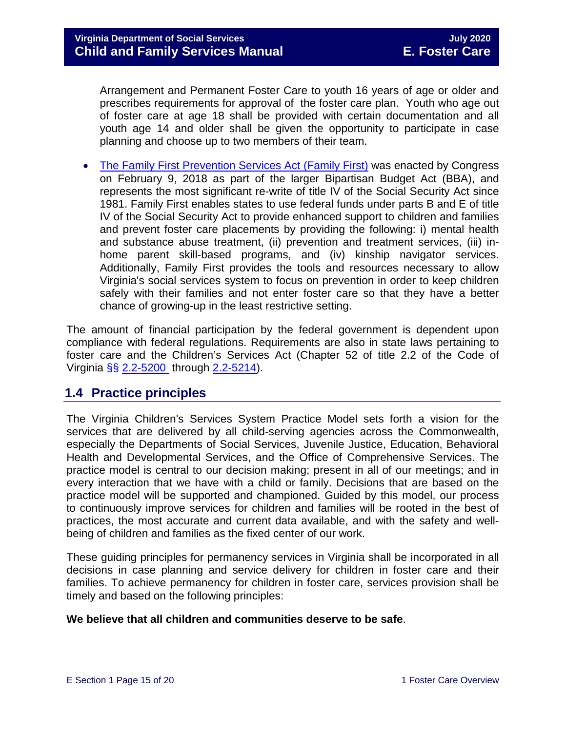Arrangement and Permanent Foster Care to youth 16 years of age or older and prescribes requirements for approval of the foster care plan. Youth who age out of foster care at age 18 shall be provided with certain documentation and all youth age 14 and older shall be given the opportunity to participate in case planning and choose up to two members of their team.

- The Family First Prevention Services Act (Family First) was enacted by Congress on February 9, 2018 as part of the larger Bipartisan Budget Act (BBA), and represents the most significant re-write of title IV of the Social Security Act since 1981. Family First enables states to use federal funds under parts B and E of title IV of the Social Security Act to provide enhanced support to children and families and prevent foster care placements by providing the following: i) mental health and substance abuse treatment, (ii) prevention and treatment services, (iii) in-home parent skill-based programs, and (iv) kinship navigator services. Additionally, Family First provides the tools and resources necessary to allow Virginia's social services system to focus on prevention in order to keep children safely with their families and not enter foster care so that they have a better chance of growing-up in the least restrictive setting.

The amount of financial participation by the federal government is dependent upon compliance with federal regulations. Requirements are also in state laws pertaining to foster care and the Children's Services Act (Chapter 52 of title 2.2 of the Code of Virginia §§ 2.2-5200 through 2.2-5214).

## 1.4 Practice principles

The Virginia Children's Services System Practice Model sets forth a vision for the services that are delivered by all child-serving agencies across the Commonwealth, especially the Departments of Social Services, Juvenile Justice, Education, Behavioral Health and Developmental Services, and the Office of Comprehensive Services. The practice model is central to our decision making; present in all of our meetings; and in every interaction that we have with a child or family. Decisions that are based on the practice model will be supported and championed. Guided by this model, our process to continuously improve services for children and families will be rooted in the best of practices, the most accurate and current data available, and with the safety and well-being of children and families as the fixed center of our work.

These guiding principles for permanency services in Virginia shall be incorporated in all decisions in case planning and service delivery for children in foster care and their families. To achieve permanency for children in foster care, services provision shall be timely and based on the following principles:

**We believe that all children and communities deserve to be safe**.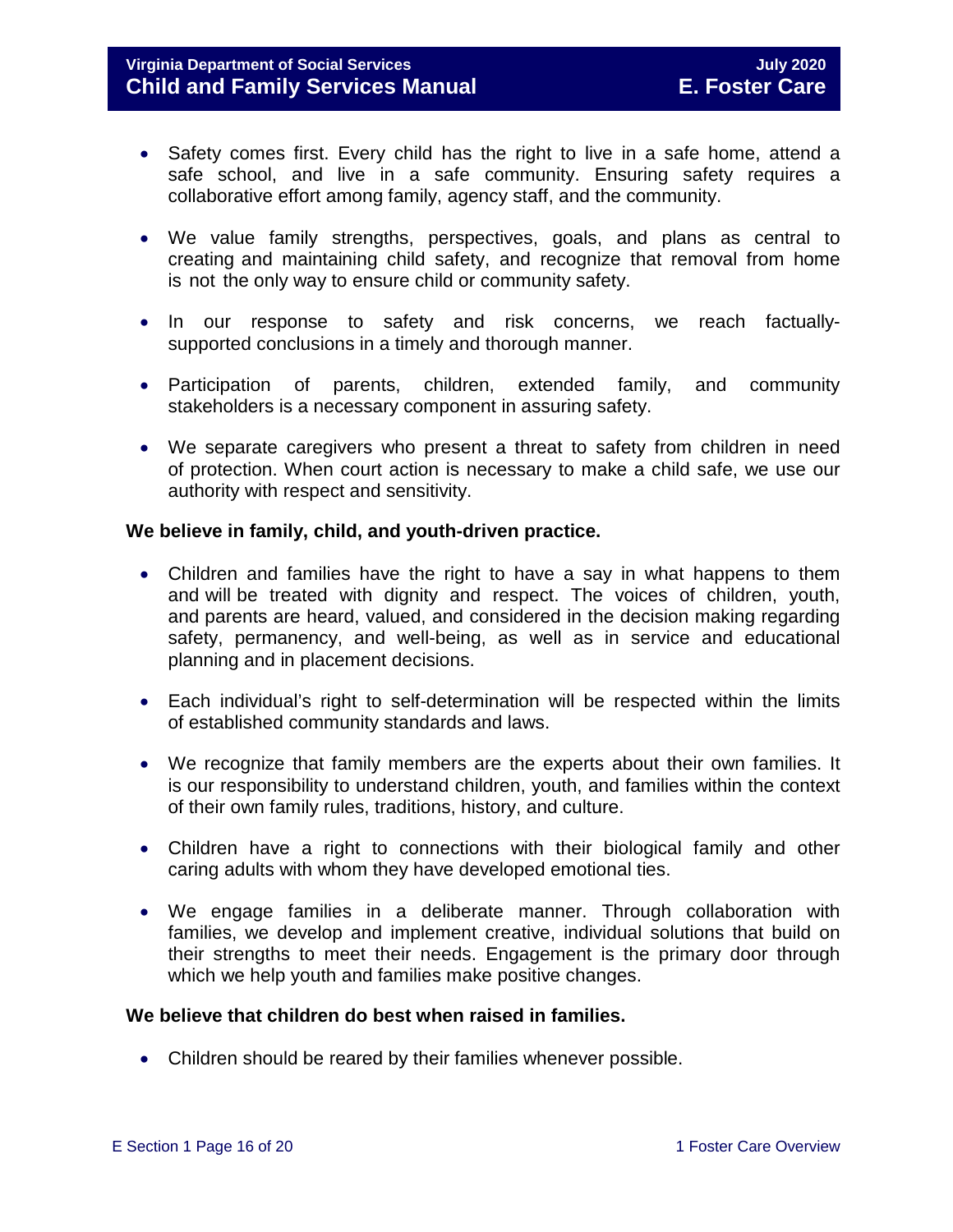- Safety comes first. Every child has the right to live in a safe home, attend a safe school, and live in a safe community. Ensuring safety requires a collaborative effort among family, agency staff, and the community.

- We value family strengths, perspectives, goals, and plans as central to creating and maintaining child safety, and recognize that removal from home is not the only way to ensure child or community safety.

- In our response to safety and risk concerns, we reach factually-supported conclusions in a timely and thorough manner.

- Participation of parents, children, extended family, and community stakeholders is a necessary component in assuring safety.

- We separate caregivers who present a threat to safety from children in need of protection. When court action is necessary to make a child safe, we use our authority with respect and sensitivity.

**We believe in family, child, and youth-driven practice.**

- Children and families have the right to have a say in what happens to them and will be treated with dignity and respect. The voices of children, youth, and parents are heard, valued, and considered in the decision making regarding safety, permanency, and well-being, as well as in service and educational planning and in placement decisions.

- Each individual's right to self-determination will be respected within the limits of established community standards and laws.

- We recognize that family members are the experts about their own families. It is our responsibility to understand children, youth, and families within the context of their own family rules, traditions, history, and culture.

- Children have a right to connections with their biological family and other caring adults with whom they have developed emotional ties.

- We engage families in a deliberate manner. Through collaboration with families, we develop and implement creative, individual solutions that build on their strengths to meet their needs. Engagement is the primary door through which we help youth and families make positive changes.

**We believe that children do best when raised in families.**

- Children should be reared by their families whenever possible.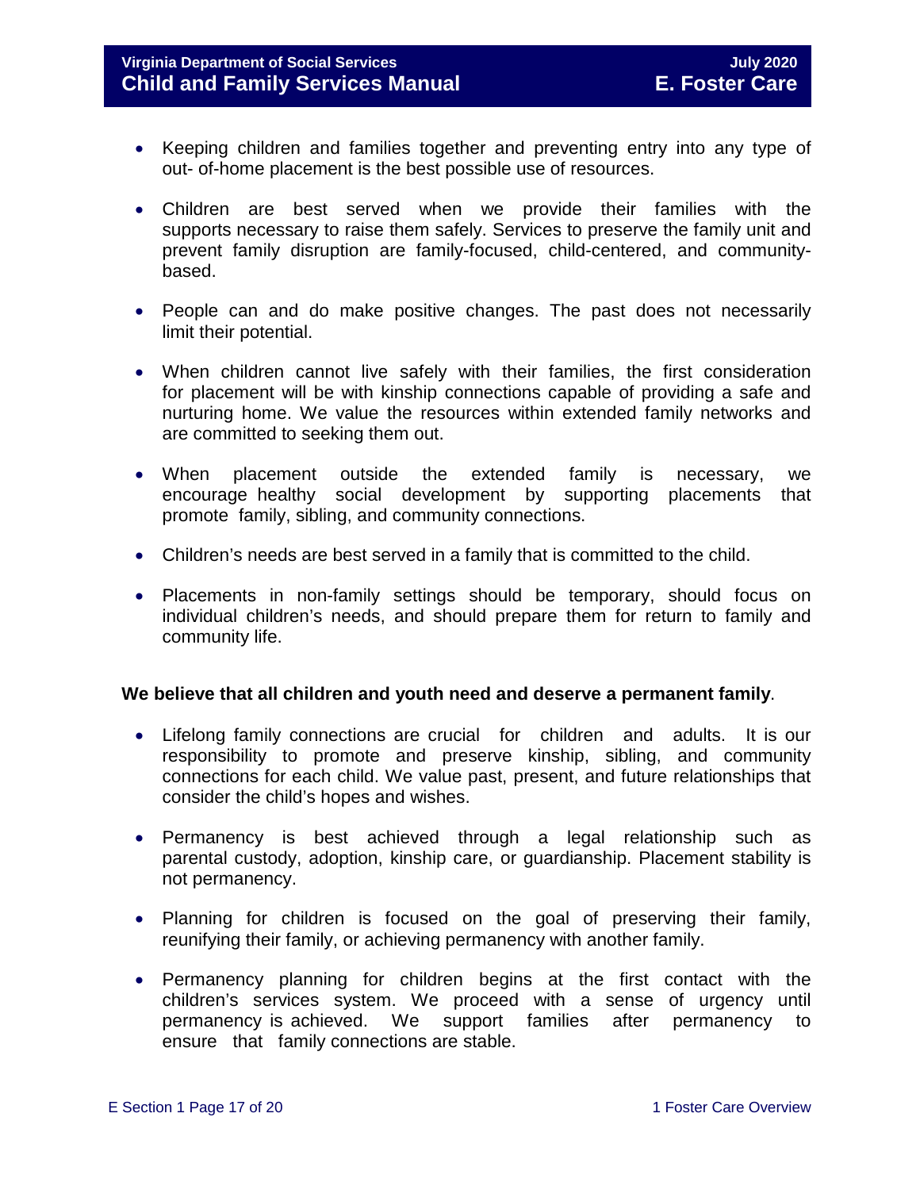- Keeping children and families together and preventing entry into any type of out- of-home placement is the best possible use of resources.

- Children are best served when we provide their families with the supports necessary to raise them safely. Services to preserve the family unit and prevent family disruption are family-focused, child-centered, and community-based.

- People can and do make positive changes. The past does not necessarily limit their potential.

- When children cannot live safely with their families, the first consideration for placement will be with kinship connections capable of providing a safe and nurturing home. We value the resources within extended family networks and are committed to seeking them out.

- When placement outside the extended family is necessary, we encourage healthy social development by supporting placements that promote family, sibling, and community connections.

- Children's needs are best served in a family that is committed to the child.

- Placements in non-family settings should be temporary, should focus on individual children's needs, and should prepare them for return to family and community life.

**We believe that all children and youth need and deserve a permanent family**.

- Lifelong family connections are crucial for children and adults. It is our responsibility to promote and preserve kinship, sibling, and community connections for each child. We value past, present, and future relationships that consider the child's hopes and wishes.

- Permanency is best achieved through a legal relationship such as parental custody, adoption, kinship care, or guardianship. Placement stability is not permanency.

- Planning for children is focused on the goal of preserving their family, reunifying their family, or achieving permanency with another family.

- Permanency planning for children begins at the first contact with the children's services system. We proceed with a sense of urgency until permanency is achieved. We support families after permanency to ensure that family connections are stable.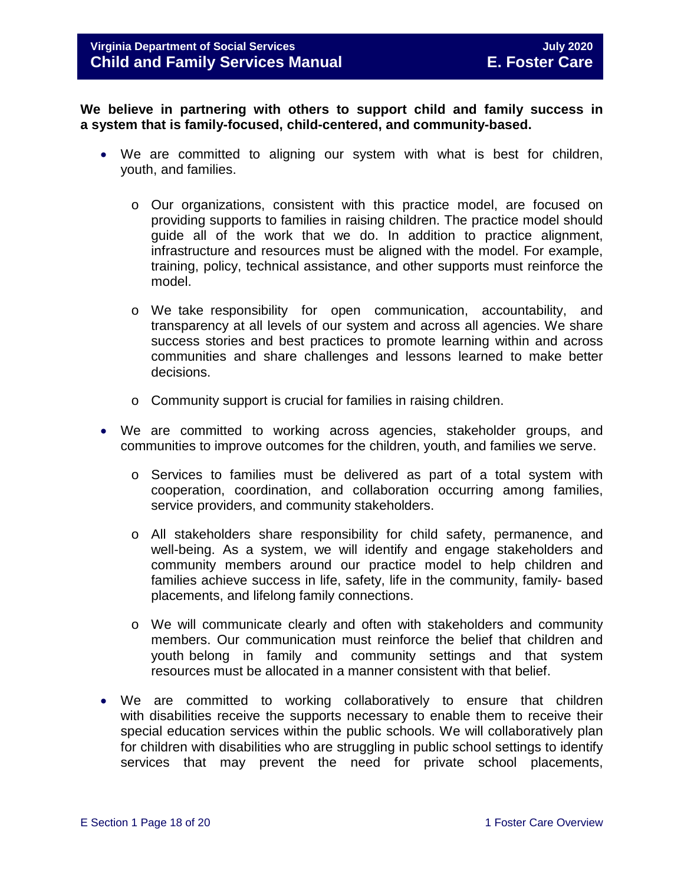**We believe in partnering with others to support child and family success in a system that is family-focused, child-centered, and community-based.**

- We are committed to aligning our system with what is best for children, youth, and families.
  - Our organizations, consistent with this practice model, are focused on providing supports to families in raising children. The practice model should guide all of the work that we do. In addition to practice alignment, infrastructure and resources must be aligned with the model. For example, training, policy, technical assistance, and other supports must reinforce the model.
  - We take responsibility for open communication, accountability, and transparency at all levels of our system and across all agencies. We share success stories and best practices to promote learning within and across communities and share challenges and lessons learned to make better decisions.
  - Community support is crucial for families in raising children.
- We are committed to working across agencies, stakeholder groups, and communities to improve outcomes for the children, youth, and families we serve.
  - Services to families must be delivered as part of a total system with cooperation, coordination, and collaboration occurring among families, service providers, and community stakeholders.
  - All stakeholders share responsibility for child safety, permanence, and well-being. As a system, we will identify and engage stakeholders and community members around our practice model to help children and families achieve success in life, safety, life in the community, family- based placements, and lifelong family connections.
  - We will communicate clearly and often with stakeholders and community members. Our communication must reinforce the belief that children and youth belong in family and community settings and that system resources must be allocated in a manner consistent with that belief.
- We are committed to working collaboratively to ensure that children with disabilities receive the supports necessary to enable them to receive their special education services within the public schools. We will collaboratively plan for children with disabilities who are struggling in public school settings to identify services that may prevent the need for private school placements,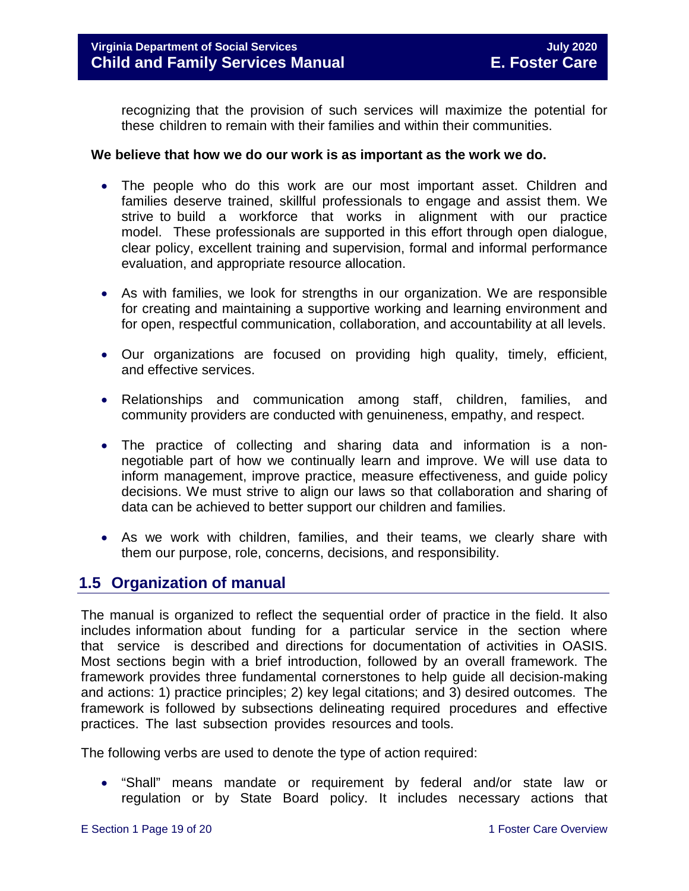recognizing that the provision of such services will maximize the potential for these children to remain with their families and within their communities.

**We believe that how we do our work is as important as the work we do.**

- The people who do this work are our most important asset. Children and families deserve trained, skillful professionals to engage and assist them. We strive to build a workforce that works in alignment with our practice model. These professionals are supported in this effort through open dialogue, clear policy, excellent training and supervision, formal and informal performance evaluation, and appropriate resource allocation.

- As with families, we look for strengths in our organization. We are responsible for creating and maintaining a supportive working and learning environment and for open, respectful communication, collaboration, and accountability at all levels.

- Our organizations are focused on providing high quality, timely, efficient, and effective services.

- Relationships and communication among staff, children, families, and community providers are conducted with genuineness, empathy, and respect.

- The practice of collecting and sharing data and information is a non-negotiable part of how we continually learn and improve. We will use data to inform management, improve practice, measure effectiveness, and guide policy decisions. We must strive to align our laws so that collaboration and sharing of data can be achieved to better support our children and families.

- As we work with children, families, and their teams, we clearly share with them our purpose, role, concerns, decisions, and responsibility.

## 1.5 Organization of manual

The manual is organized to reflect the sequential order of practice in the field. It also includes information about funding for a particular service in the section where that service is described and directions for documentation of activities in OASIS. Most sections begin with a brief introduction, followed by an overall framework. The framework provides three fundamental cornerstones to help guide all decision-making and actions: 1) practice principles; 2) key legal citations; and 3) desired outcomes. The framework is followed by subsections delineating required procedures and effective practices. The last subsection provides resources and tools.

The following verbs are used to denote the type of action required:

- "Shall" means mandate or requirement by federal and/or state law or regulation or by State Board policy. It includes necessary actions that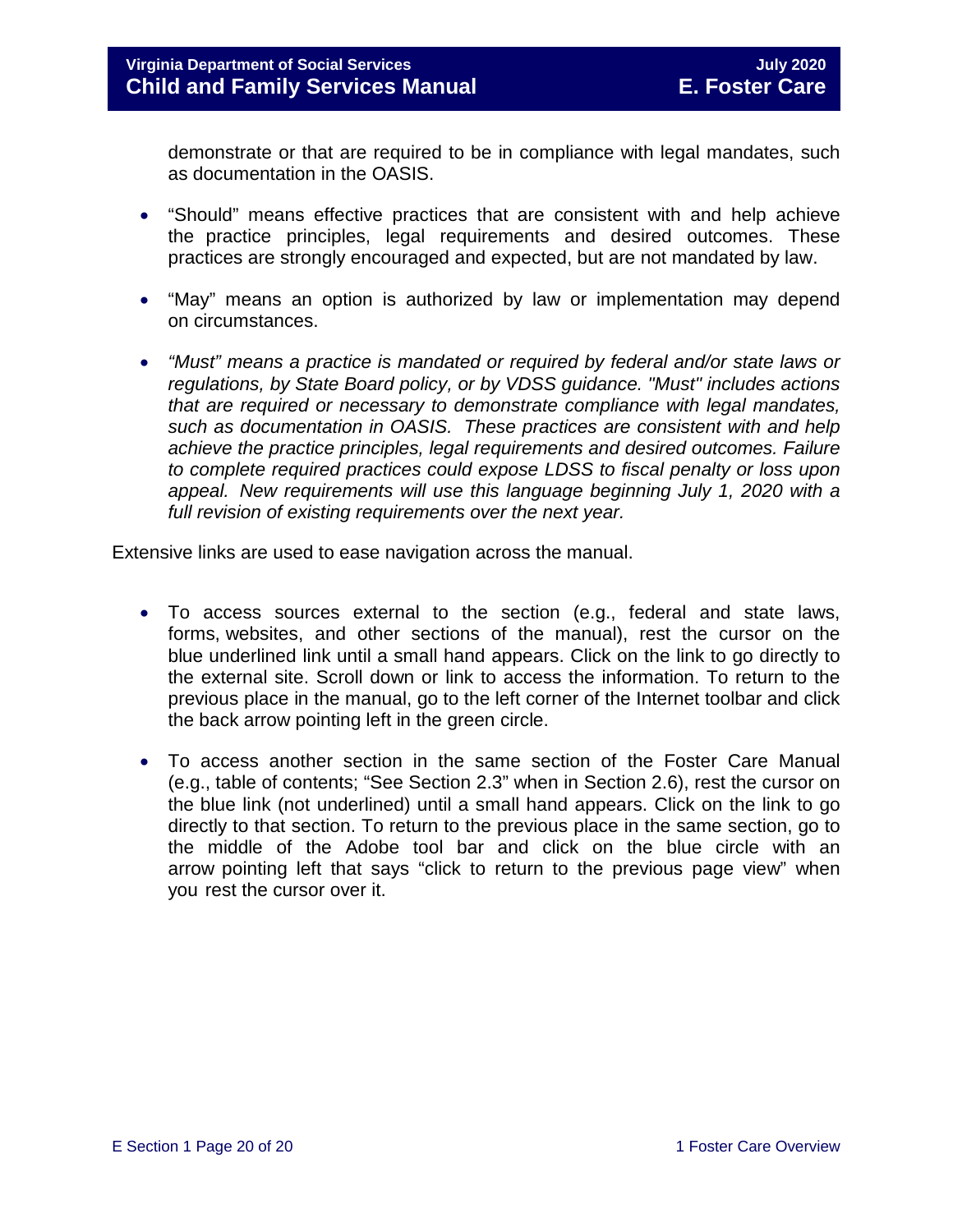demonstrate or that are required to be in compliance with legal mandates, such as documentation in the OASIS.

- "Should" means effective practices that are consistent with and help achieve the practice principles, legal requirements and desired outcomes. These practices are strongly encouraged and expected, but are not mandated by law.
- "May" means an option is authorized by law or implementation may depend on circumstances.
- *"Must" means a practice is mandated or required by federal and/or state laws or regulations, by State Board policy, or by VDSS guidance. "Must" includes actions that are required or necessary to demonstrate compliance with legal mandates, such as documentation in OASIS. These practices are consistent with and help achieve the practice principles, legal requirements and desired outcomes. Failure to complete required practices could expose LDSS to fiscal penalty or loss upon appeal. New requirements will use this language beginning July 1, 2020 with a full revision of existing requirements over the next year.*

Extensive links are used to ease navigation across the manual.

- To access sources external to the section (e.g., federal and state laws, forms, websites, and other sections of the manual), rest the cursor on the blue underlined link until a small hand appears. Click on the link to go directly to the external site. Scroll down or link to access the information. To return to the previous place in the manual, go to the left corner of the Internet toolbar and click the back arrow pointing left in the green circle.
- To access another section in the same section of the Foster Care Manual (e.g., table of contents; "See Section 2.3" when in Section 2.6), rest the cursor on the blue link (not underlined) until a small hand appears. Click on the link to go directly to that section. To return to the previous place in the same section, go to the middle of the Adobe tool bar and click on the blue circle with an arrow pointing left that says "click to return to the previous page view" when you rest the cursor over it.